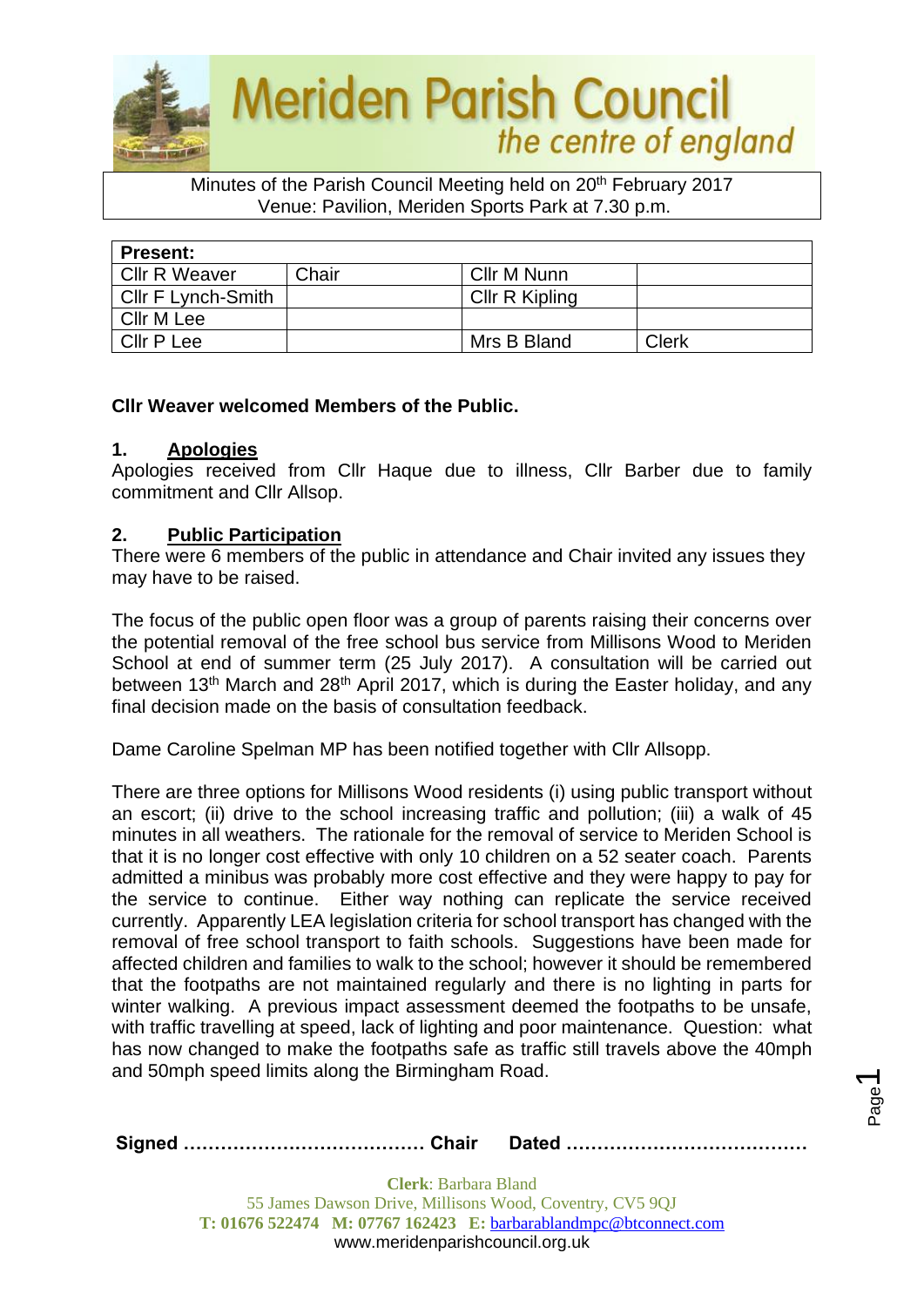# Meriden Parish Council

*the centre of england*

Minutes of the Parish Council Meeting held on 20th February 2017
Venue: Pavilion, Meriden Sports Park at 7.30 p.m.

| **Present:** | | | |
|---|---|---|---|
| Cllr R Weaver | Chair | Cllr M Nunn | |
| Cllr F Lynch-Smith | | Cllr R Kipling | |
| Cllr M Lee | | | |
| Cllr P Lee | | Mrs B Bland | Clerk |

**Cllr Weaver welcomed Members of the Public.**

## 1. Apologies

Apologies received from Cllr Haque due to illness, Cllr Barber due to family commitment and Cllr Allsop.

## 2. Public Participation

There were 6 members of the public in attendance and Chair invited any issues they may have to be raised.

The focus of the public open floor was a group of parents raising their concerns over the potential removal of the free school bus service from Millisons Wood to Meriden School at end of summer term (25 July 2017). A consultation will be carried out between 13th March and 28th April 2017, which is during the Easter holiday, and any final decision made on the basis of consultation feedback.

Dame Caroline Spelman MP has been notified together with Cllr Allsopp.

There are three options for Millisons Wood residents (i) using public transport without an escort; (ii) drive to the school increasing traffic and pollution; (iii) a walk of 45 minutes in all weathers. The rationale for the removal of service to Meriden School is that it is no longer cost effective with only 10 children on a 52 seater coach. Parents admitted a minibus was probably more cost effective and they were happy to pay for the service to continue. Either way nothing can replicate the service received currently. Apparently LEA legislation criteria for school transport has changed with the removal of free school transport to faith schools. Suggestions have been made for affected children and families to walk to the school; however it should be remembered that the footpaths are not maintained regularly and there is no lighting in parts for winter walking. A previous impact assessment deemed the footpaths to be unsafe, with traffic travelling at speed, lack of lighting and poor maintenance. Question: what has now changed to make the footpaths safe as traffic still travels above the 40mph and 50mph speed limits along the Birmingham Road.

**Signed ………………………………… Chair Dated …………………………………**

**Clerk**: Barbara Bland
55 James Dawson Drive, Millisons Wood, Coventry, CV5 9QJ
**T: 01676 522474 M: 07767 162423 E:** barbarablandmpc@btconnect.com
www.meridenparishcouncil.org.uk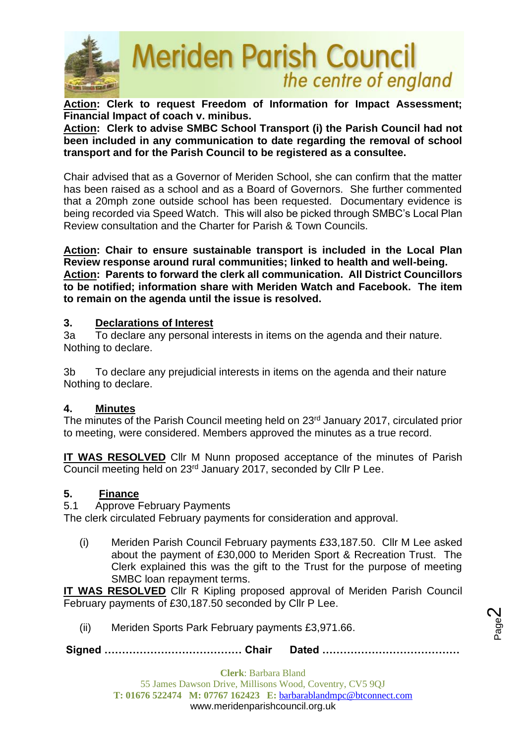**Action: Clerk to request Freedom of Information for Impact Assessment; Financial Impact of coach v. minibus.**
**Action: Clerk to advise SMBC School Transport (i) the Parish Council had not been included in any communication to date regarding the removal of school transport and for the Parish Council to be registered as a consultee.**

Chair advised that as a Governor of Meriden School, she can confirm that the matter has been raised as a school and as a Board of Governors. She further commented that a 20mph zone outside school has been requested. Documentary evidence is being recorded via Speed Watch. This will also be picked through SMBC's Local Plan Review consultation and the Charter for Parish & Town Councils.

**Action: Chair to ensure sustainable transport is included in the Local Plan Review response around rural communities; linked to health and well-being.**
**Action: Parents to forward the clerk all communication. All District Councillors to be notified; information share with Meriden Watch and Facebook. The item to remain on the agenda until the issue is resolved.**

## 3. Declarations of Interest

3a To declare any personal interests in items on the agenda and their nature.
Nothing to declare.

3b To declare any prejudicial interests in items on the agenda and their nature
Nothing to declare.

## 4. Minutes

The minutes of the Parish Council meeting held on 23rd January 2017, circulated prior to meeting, were considered. Members approved the minutes as a true record.

**IT WAS RESOLVED** Cllr M Nunn proposed acceptance of the minutes of Parish Council meeting held on 23rd January 2017, seconded by Cllr P Lee.

## 5. Finance

5.1 Approve February Payments
The clerk circulated February payments for consideration and approval.

(i) Meriden Parish Council February payments £33,187.50. Cllr M Lee asked about the payment of £30,000 to Meriden Sport & Recreation Trust. The Clerk explained this was the gift to the Trust for the purpose of meeting SMBC loan repayment terms.

**IT WAS RESOLVED** Cllr R Kipling proposed approval of Meriden Parish Council February payments of £30,187.50 seconded by Cllr P Lee.

(ii) Meriden Sports Park February payments £3,971.66.

**Signed ………………………………… Chair Dated …………………………………**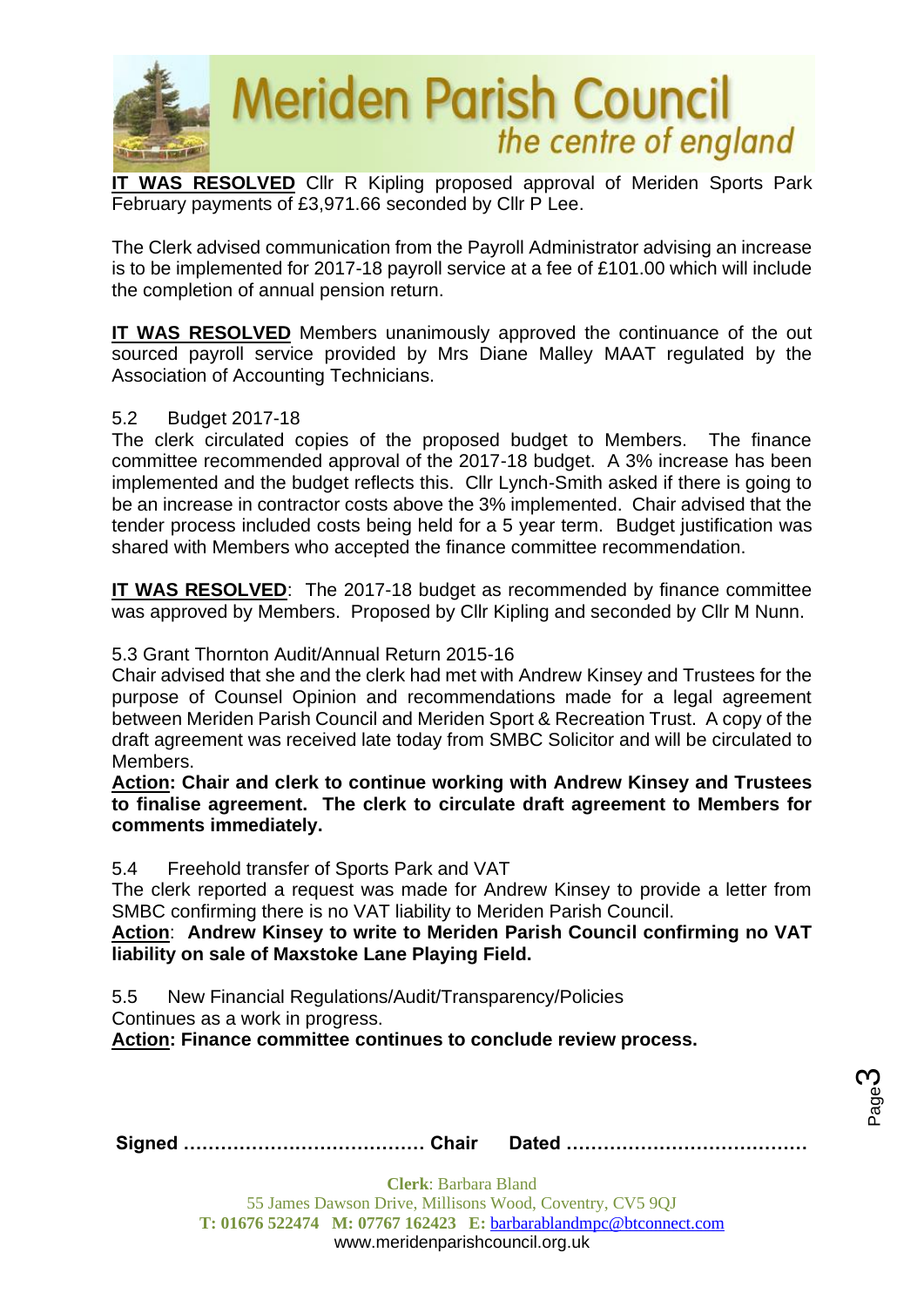**IT WAS RESOLVED** Cllr R Kipling proposed approval of Meriden Sports Park February payments of £3,971.66 seconded by Cllr P Lee.

The Clerk advised communication from the Payroll Administrator advising an increase is to be implemented for 2017-18 payroll service at a fee of £101.00 which will include the completion of annual pension return.

**IT WAS RESOLVED** Members unanimously approved the continuance of the out sourced payroll service provided by Mrs Diane Malley MAAT regulated by the Association of Accounting Technicians.

5.2 Budget 2017-18

The clerk circulated copies of the proposed budget to Members. The finance committee recommended approval of the 2017-18 budget. A 3% increase has been implemented and the budget reflects this. Cllr Lynch-Smith asked if there is going to be an increase in contractor costs above the 3% implemented. Chair advised that the tender process included costs being held for a 5 year term. Budget justification was shared with Members who accepted the finance committee recommendation.

**IT WAS RESOLVED**: The 2017-18 budget as recommended by finance committee was approved by Members. Proposed by Cllr Kipling and seconded by Cllr M Nunn.

5.3 Grant Thornton Audit/Annual Return 2015-16

Chair advised that she and the clerk had met with Andrew Kinsey and Trustees for the purpose of Counsel Opinion and recommendations made for a legal agreement between Meriden Parish Council and Meriden Sport & Recreation Trust. A copy of the draft agreement was received late today from SMBC Solicitor and will be circulated to Members.

**Action: Chair and clerk to continue working with Andrew Kinsey and Trustees to finalise agreement. The clerk to circulate draft agreement to Members for comments immediately.**

5.4 Freehold transfer of Sports Park and VAT

The clerk reported a request was made for Andrew Kinsey to provide a letter from SMBC confirming there is no VAT liability to Meriden Parish Council.

**Action**: **Andrew Kinsey to write to Meriden Parish Council confirming no VAT liability on sale of Maxstoke Lane Playing Field.**

5.5 New Financial Regulations/Audit/Transparency/Policies

Continues as a work in progress.

**Action: Finance committee continues to conclude review process.**

**Signed ………………………………… Chair Dated …………………………………**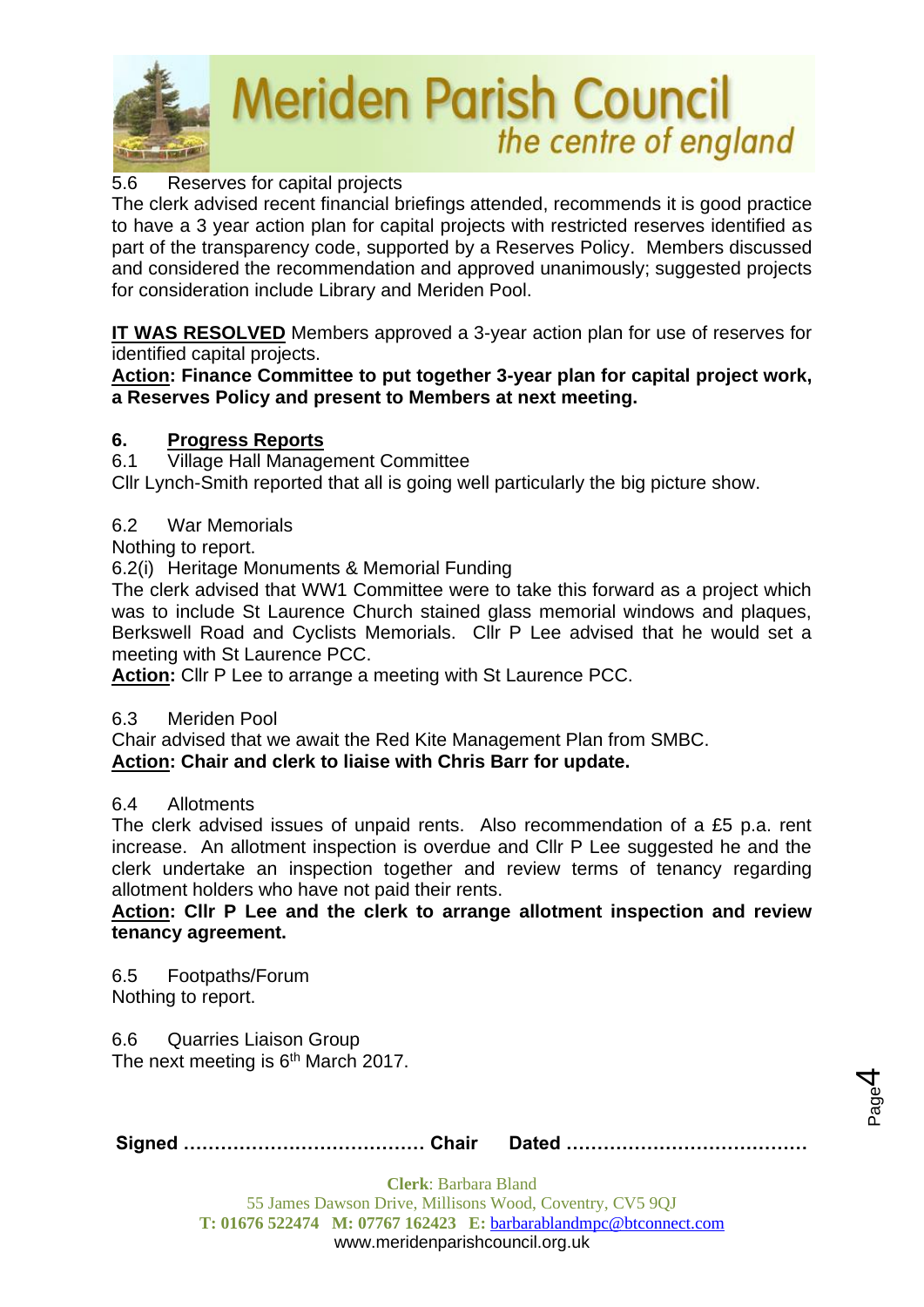5.6 Reserves for capital projects

The clerk advised recent financial briefings attended, recommends it is good practice to have a 3 year action plan for capital projects with restricted reserves identified as part of the transparency code, supported by a Reserves Policy. Members discussed and considered the recommendation and approved unanimously; suggested projects for consideration include Library and Meriden Pool.

**IT WAS RESOLVED** Members approved a 3-year action plan for use of reserves for identified capital projects.

**Action: Finance Committee to put together 3-year plan for capital project work, a Reserves Policy and present to Members at next meeting.**

## 6. Progress Reports

6.1 Village Hall Management Committee

Cllr Lynch-Smith reported that all is going well particularly the big picture show.

6.2 War Memorials

Nothing to report.

6.2(i) Heritage Monuments & Memorial Funding

The clerk advised that WW1 Committee were to take this forward as a project which was to include St Laurence Church stained glass memorial windows and plaques, Berkswell Road and Cyclists Memorials. Cllr P Lee advised that he would set a meeting with St Laurence PCC.

**Action:** Cllr P Lee to arrange a meeting with St Laurence PCC.

6.3 Meriden Pool

Chair advised that we await the Red Kite Management Plan from SMBC.

**Action: Chair and clerk to liaise with Chris Barr for update.**

6.4 Allotments

The clerk advised issues of unpaid rents. Also recommendation of a £5 p.a. rent increase. An allotment inspection is overdue and Cllr P Lee suggested he and the clerk undertake an inspection together and review terms of tenancy regarding allotment holders who have not paid their rents.

**Action: Cllr P Lee and the clerk to arrange allotment inspection and review tenancy agreement.**

6.5 Footpaths/Forum

Nothing to report.

6.6 Quarries Liaison Group

The next meeting is 6th March 2017.

**Signed ………………………………… Chair Dated …………………………………**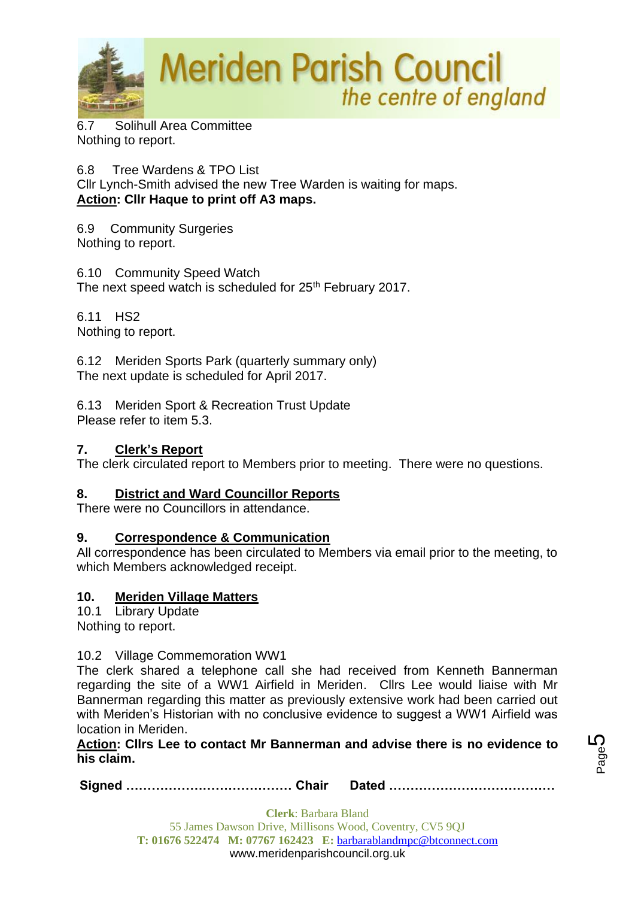6.7 Solihull Area Committee
Nothing to report.

6.8 Tree Wardens & TPO List
Cllr Lynch-Smith advised the new Tree Warden is waiting for maps.
**Action: Cllr Haque to print off A3 maps.**

6.9 Community Surgeries
Nothing to report.

6.10 Community Speed Watch
The next speed watch is scheduled for 25th February 2017.

6.11 HS2
Nothing to report.

6.12 Meriden Sports Park (quarterly summary only)
The next update is scheduled for April 2017.

6.13 Meriden Sport & Recreation Trust Update
Please refer to item 5.3.

## 7. Clerk's Report

The clerk circulated report to Members prior to meeting. There were no questions.

## 8. District and Ward Councillor Reports

There were no Councillors in attendance.

## 9. Correspondence & Communication

All correspondence has been circulated to Members via email prior to the meeting, to which Members acknowledged receipt.

## 10. Meriden Village Matters

10.1 Library Update
Nothing to report.

10.2 Village Commemoration WW1
The clerk shared a telephone call she had received from Kenneth Bannerman regarding the site of a WW1 Airfield in Meriden. Cllrs Lee would liaise with Mr Bannerman regarding this matter as previously extensive work had been carried out with Meriden's Historian with no conclusive evidence to suggest a WW1 Airfield was location in Meriden.
**Action: Cllrs Lee to contact Mr Bannerman and advise there is no evidence to his claim.**

**Signed ………………………………… Chair Dated …………………………………**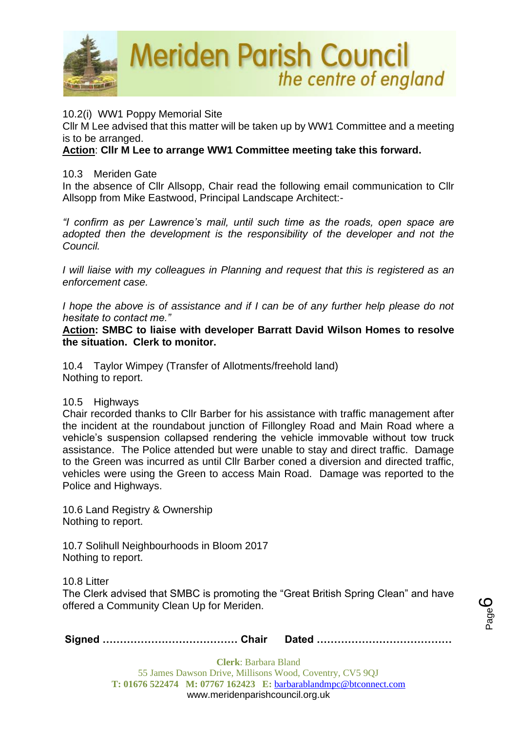10.2(i) WW1 Poppy Memorial Site

Cllr M Lee advised that this matter will be taken up by WW1 Committee and a meeting is to be arranged.

**Action: Cllr M Lee to arrange WW1 Committee meeting take this forward.**

10.3 Meriden Gate

In the absence of Cllr Allsopp, Chair read the following email communication to Cllr Allsopp from Mike Eastwood, Principal Landscape Architect:-

*"I confirm as per Lawrence's mail, until such time as the roads, open space are adopted then the development is the responsibility of the developer and not the Council.*

*I will liaise with my colleagues in Planning and request that this is registered as an enforcement case.*

*I hope the above is of assistance and if I can be of any further help please do not hesitate to contact me."*

**Action: SMBC to liaise with developer Barratt David Wilson Homes to resolve the situation. Clerk to monitor.**

10.4 Taylor Wimpey (Transfer of Allotments/freehold land)

Nothing to report.

10.5 Highways

Chair recorded thanks to Cllr Barber for his assistance with traffic management after the incident at the roundabout junction of Fillongley Road and Main Road where a vehicle's suspension collapsed rendering the vehicle immovable without tow truck assistance. The Police attended but were unable to stay and direct traffic. Damage to the Green was incurred as until Cllr Barber coned a diversion and directed traffic, vehicles were using the Green to access Main Road. Damage was reported to the Police and Highways.

10.6 Land Registry & Ownership

Nothing to report.

10.7 Solihull Neighbourhoods in Bloom 2017

Nothing to report.

10.8 Litter

The Clerk advised that SMBC is promoting the "Great British Spring Clean" and have offered a Community Clean Up for Meriden.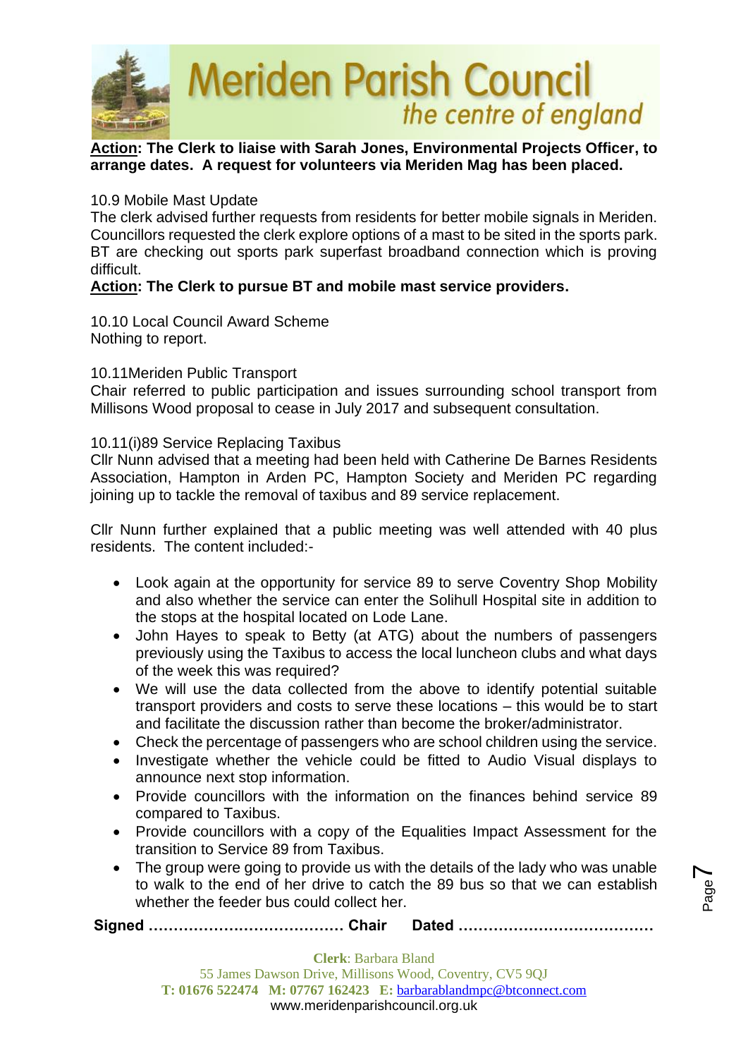**Action: The Clerk to liaise with Sarah Jones, Environmental Projects Officer, to arrange dates. A request for volunteers via Meriden Mag has been placed.**

10.9 Mobile Mast Update

The clerk advised further requests from residents for better mobile signals in Meriden. Councillors requested the clerk explore options of a mast to be sited in the sports park. BT are checking out sports park superfast broadband connection which is proving difficult.

**Action: The Clerk to pursue BT and mobile mast service providers.**

10.10 Local Council Award Scheme

Nothing to report.

10.11Meriden Public Transport

Chair referred to public participation and issues surrounding school transport from Millisons Wood proposal to cease in July 2017 and subsequent consultation.

10.11(i)89 Service Replacing Taxibus

Cllr Nunn advised that a meeting had been held with Catherine De Barnes Residents Association, Hampton in Arden PC, Hampton Society and Meriden PC regarding joining up to tackle the removal of taxibus and 89 service replacement.

Cllr Nunn further explained that a public meeting was well attended with 40 plus residents. The content included:-

- Look again at the opportunity for service 89 to serve Coventry Shop Mobility and also whether the service can enter the Solihull Hospital site in addition to the stops at the hospital located on Lode Lane.
- John Hayes to speak to Betty (at ATG) about the numbers of passengers previously using the Taxibus to access the local luncheon clubs and what days of the week this was required?
- We will use the data collected from the above to identify potential suitable transport providers and costs to serve these locations – this would be to start and facilitate the discussion rather than become the broker/administrator.
- Check the percentage of passengers who are school children using the service.
- Investigate whether the vehicle could be fitted to Audio Visual displays to announce next stop information.
- Provide councillors with the information on the finances behind service 89 compared to Taxibus.
- Provide councillors with a copy of the Equalities Impact Assessment for the transition to Service 89 from Taxibus.
- The group were going to provide us with the details of the lady who was unable to walk to the end of her drive to catch the 89 bus so that we can establish whether the feeder bus could collect her.

**Signed ………………………………… Chair Dated …………………………………**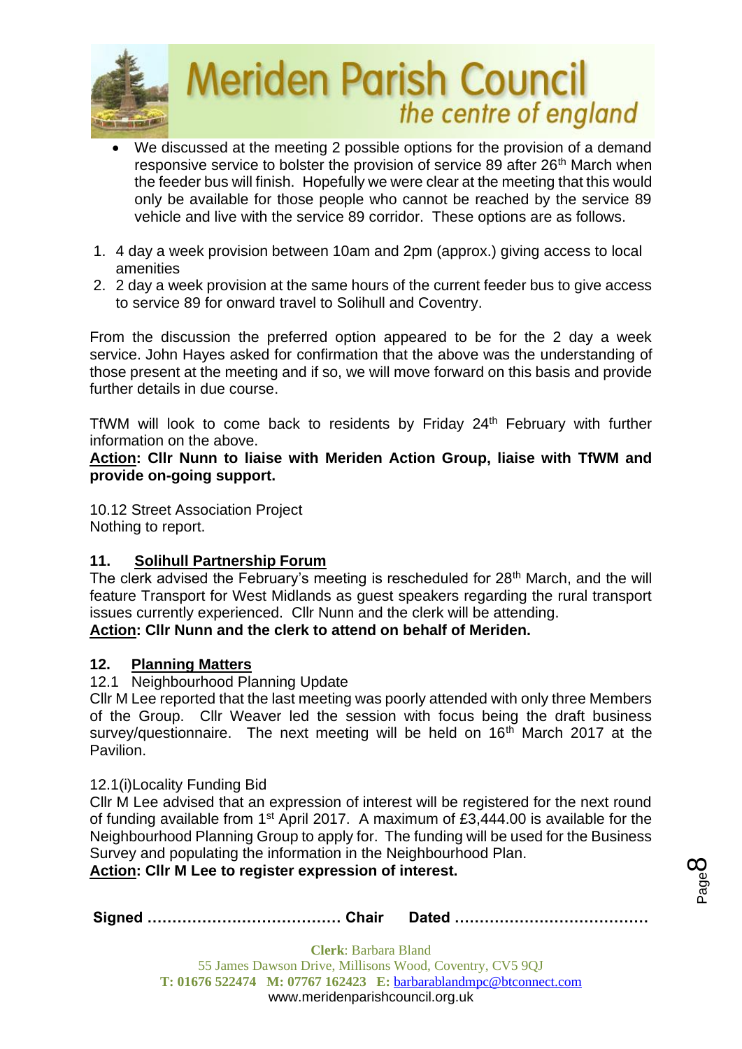- We discussed at the meeting 2 possible options for the provision of a demand responsive service to bolster the provision of service 89 after 26th March when the feeder bus will finish. Hopefully we were clear at the meeting that this would only be available for those people who cannot be reached by the service 89 vehicle and live with the service 89 corridor. These options are as follows.

1. 4 day a week provision between 10am and 2pm (approx.) giving access to local amenities
2. 2 day a week provision at the same hours of the current feeder bus to give access to service 89 for onward travel to Solihull and Coventry.

From the discussion the preferred option appeared to be for the 2 day a week service. John Hayes asked for confirmation that the above was the understanding of those present at the meeting and if so, we will move forward on this basis and provide further details in due course.

TfWM will look to come back to residents by Friday 24th February with further information on the above.

**Action: Cllr Nunn to liaise with Meriden Action Group, liaise with TfWM and provide on-going support.**

10.12 Street Association Project
Nothing to report.

## 11. Solihull Partnership Forum

The clerk advised the February's meeting is rescheduled for 28th March, and the will feature Transport for West Midlands as guest speakers regarding the rural transport issues currently experienced. Cllr Nunn and the clerk will be attending.

**Action: Cllr Nunn and the clerk to attend on behalf of Meriden.**

## 12. Planning Matters

12.1 Neighbourhood Planning Update

Cllr M Lee reported that the last meeting was poorly attended with only three Members of the Group. Cllr Weaver led the session with focus being the draft business survey/questionnaire. The next meeting will be held on 16th March 2017 at the Pavilion.

12.1(i)Locality Funding Bid

Cllr M Lee advised that an expression of interest will be registered for the next round of funding available from 1st April 2017. A maximum of £3,444.00 is available for the Neighbourhood Planning Group to apply for. The funding will be used for the Business Survey and populating the information in the Neighbourhood Plan.

**Action: Cllr M Lee to register expression of interest.**

**Signed ………………………………… Chair Dated …………………………………**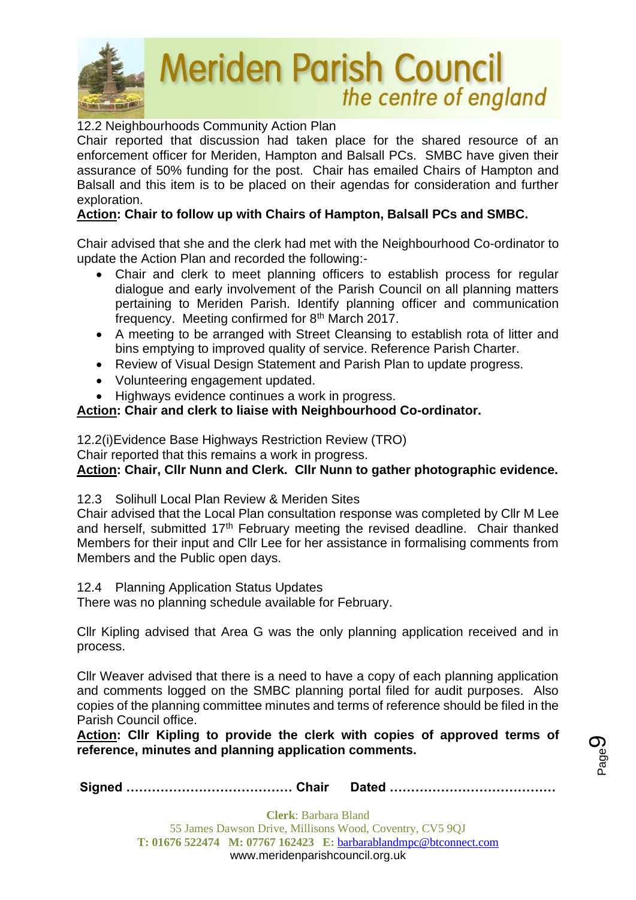12.2 Neighbourhoods Community Action Plan

Chair reported that discussion had taken place for the shared resource of an enforcement officer for Meriden, Hampton and Balsall PCs. SMBC have given their assurance of 50% funding for the post. Chair has emailed Chairs of Hampton and Balsall and this item is to be placed on their agendas for consideration and further exploration.

**Action: Chair to follow up with Chairs of Hampton, Balsall PCs and SMBC.**

Chair advised that she and the clerk had met with the Neighbourhood Co-ordinator to update the Action Plan and recorded the following:-

- Chair and clerk to meet planning officers to establish process for regular dialogue and early involvement of the Parish Council on all planning matters pertaining to Meriden Parish. Identify planning officer and communication frequency. Meeting confirmed for 8th March 2017.
- A meeting to be arranged with Street Cleansing to establish rota of litter and bins emptying to improved quality of service. Reference Parish Charter.
- Review of Visual Design Statement and Parish Plan to update progress.
- Volunteering engagement updated.
- Highways evidence continues a work in progress.

**Action: Chair and clerk to liaise with Neighbourhood Co-ordinator.**

12.2(i)Evidence Base Highways Restriction Review (TRO)

Chair reported that this remains a work in progress.

**Action: Chair, Cllr Nunn and Clerk. Cllr Nunn to gather photographic evidence.**

12.3 Solihull Local Plan Review & Meriden Sites

Chair advised that the Local Plan consultation response was completed by Cllr M Lee and herself, submitted 17th February meeting the revised deadline. Chair thanked Members for their input and Cllr Lee for her assistance in formalising comments from Members and the Public open days.

12.4 Planning Application Status Updates

There was no planning schedule available for February.

Cllr Kipling advised that Area G was the only planning application received and in process.

Cllr Weaver advised that there is a need to have a copy of each planning application and comments logged on the SMBC planning portal filed for audit purposes. Also copies of the planning committee minutes and terms of reference should be filed in the Parish Council office.

**Action: Cllr Kipling to provide the clerk with copies of approved terms of reference, minutes and planning application comments.**

**Signed ………………………………… Chair Dated …………………………………**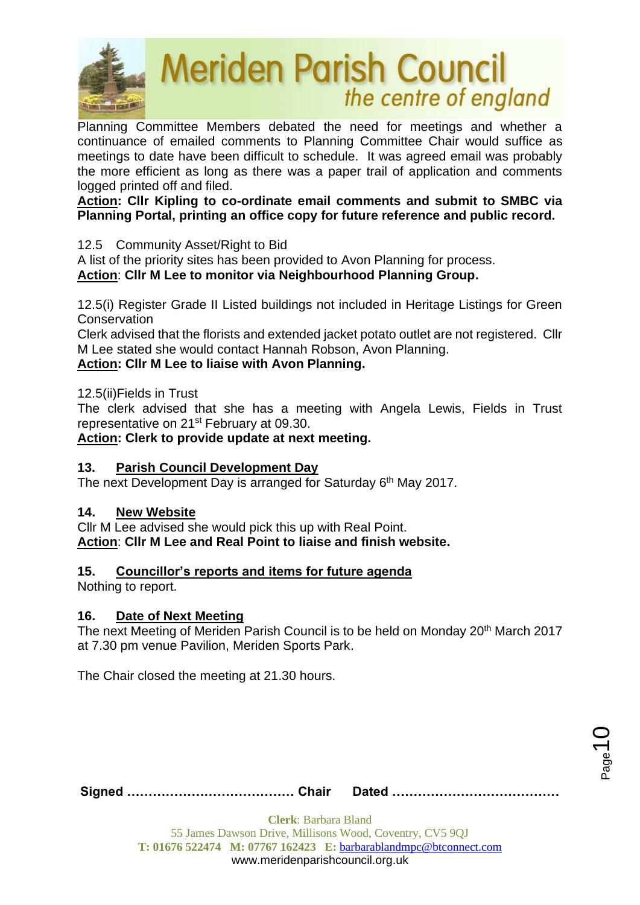Planning Committee Members debated the need for meetings and whether a continuance of emailed comments to Planning Committee Chair would suffice as meetings to date have been difficult to schedule. It was agreed email was probably the more efficient as long as there was a paper trail of application and comments logged printed off and filed.

**Action: Cllr Kipling to co-ordinate email comments and submit to SMBC via Planning Portal, printing an office copy for future reference and public record.**

12.5 Community Asset/Right to Bid

A list of the priority sites has been provided to Avon Planning for process.

**Action**: **Cllr M Lee to monitor via Neighbourhood Planning Group.**

12.5(i) Register Grade II Listed buildings not included in Heritage Listings for Green Conservation

Clerk advised that the florists and extended jacket potato outlet are not registered. Cllr M Lee stated she would contact Hannah Robson, Avon Planning.

**Action: Cllr M Lee to liaise with Avon Planning.**

12.5(ii)Fields in Trust

The clerk advised that she has a meeting with Angela Lewis, Fields in Trust representative on 21st February at 09.30.

**Action: Clerk to provide update at next meeting.**

## 13. Parish Council Development Day

The next Development Day is arranged for Saturday 6th May 2017.

## 14. New Website

Cllr M Lee advised she would pick this up with Real Point.

**Action**: **Cllr M Lee and Real Point to liaise and finish website.**

## 15. Councillor's reports and items for future agenda

Nothing to report.

## 16. Date of Next Meeting

The next Meeting of Meriden Parish Council is to be held on Monday 20th March 2017 at 7.30 pm venue Pavilion, Meriden Sports Park.

The Chair closed the meeting at 21.30 hours.

**Signed ………………………………… Chair Dated …………………………………**